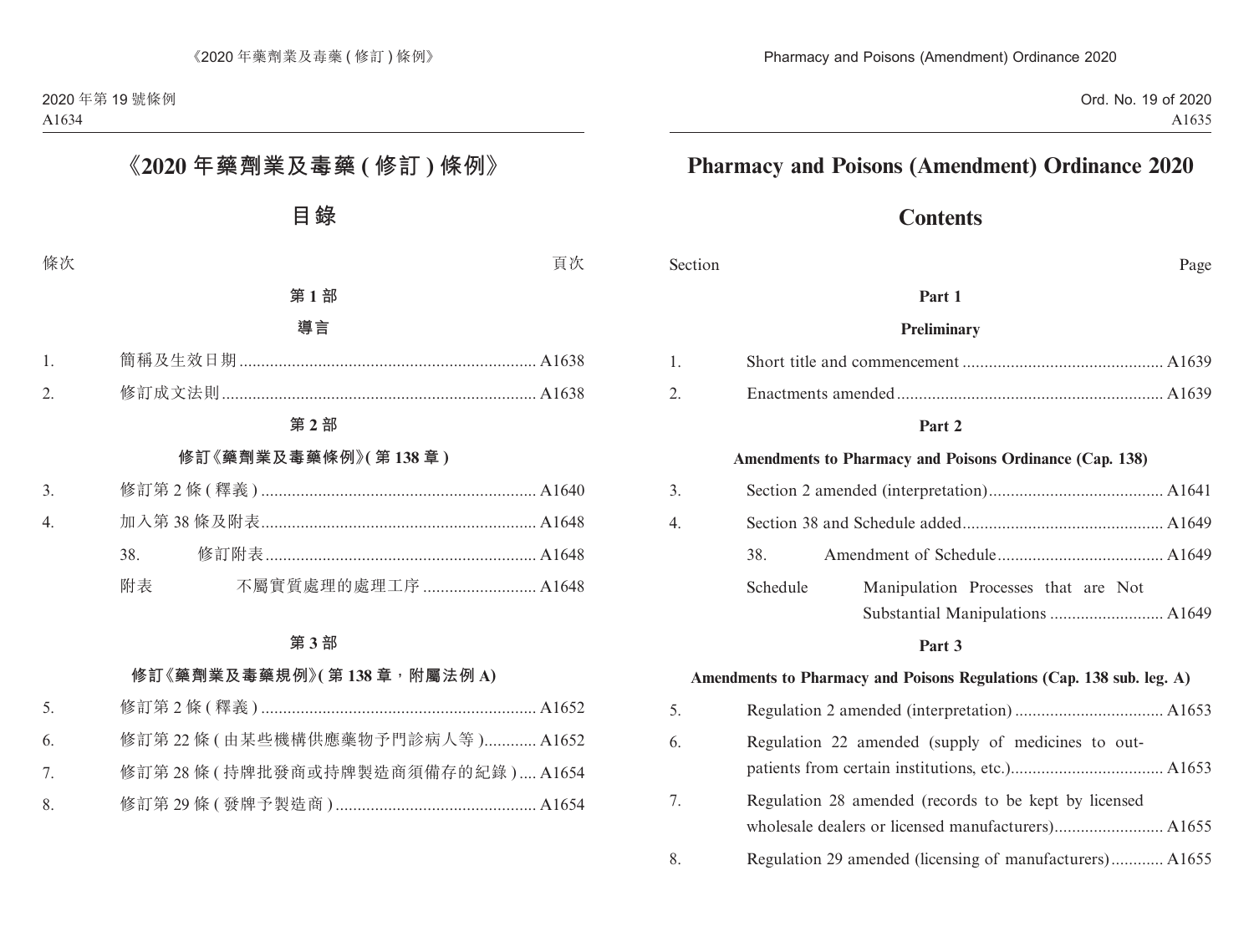# 《2020 年藥劑業及毒藥 ( 修訂 ) 條例》

## 目錄

| 條次 | | 頁次 |
|---|---|---|
| | **第 1 部** | |
| | **導言** | |
| 1. | 簡稱及生效日期 | A1638 |
| 2. | 修訂成文法則 | A1638 |
| | **第 2 部** | |
| | **修訂《藥劑業及毒藥條例》( 第 138 章 )** | |
| 3. | 修訂第 2 條 ( 釋義 ) | A1640 |
| 4. | 加入第 38 條及附表 | A1648 |
| | 38. 修訂附表 | A1648 |
| | 附表 不屬實質處理的處理工序 | A1648 |
| | **第 3 部** | |
| | **修訂《藥劑業及毒藥規例》( 第 138 章，附屬法例 A)** | |
| 5. | 修訂第 2 條 ( 釋義 ) | A1652 |
| 6. | 修訂第 22 條 ( 由某些機構供應藥物予門診病人等 ) | A1652 |
| 7. | 修訂第 28 條 ( 持牌批發商或持牌製造商須備存的紀錄 ) | A1654 |
| 8. | 修訂第 29 條 ( 發牌予製造商 ) | A1654 |

# Pharmacy and Poisons (Amendment) Ordinance 2020

## Contents

| Section | | Page |
|---|---|---|
| | **Part 1** | |
| | **Preliminary** | |
| 1. | Short title and commencement | A1639 |
| 2. | Enactments amended | A1639 |
| | **Part 2** | |
| | **Amendments to Pharmacy and Poisons Ordinance (Cap. 138)** | |
| 3. | Section 2 amended (interpretation) | A1641 |
| 4. | Section 38 and Schedule added | A1649 |
| | 38. Amendment of Schedule | A1649 |
| | Schedule Manipulation Processes that are Not Substantial Manipulations | A1649 |
| | **Part 3** | |
| | **Amendments to Pharmacy and Poisons Regulations (Cap. 138 sub. leg. A)** | |
| 5. | Regulation 2 amended (interpretation) | A1653 |
| 6. | Regulation 22 amended (supply of medicines to out-patients from certain institutions, etc.) | A1653 |
| 7. | Regulation 28 amended (records to be kept by licensed wholesale dealers or licensed manufacturers) | A1655 |
| 8. | Regulation 29 amended (licensing of manufacturers) | A1655 |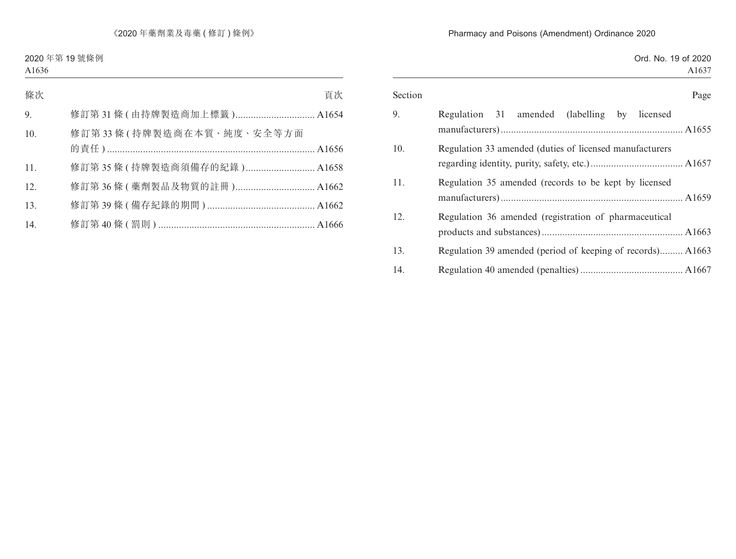| 條次 | | 頁次 |
|---|---|---|
| 9. | 修訂第 31 條 (由持牌製造商加上標籤) | A1654 |
| 10. | 修訂第 33 條 (持牌製造商在本質、純度、安全等方面的責任) | A1656 |
| 11. | 修訂第 35 條 (持牌製造商須備存的紀錄) | A1658 |
| 12. | 修訂第 36 條 (藥劑製品及物質的註冊) | A1662 |
| 13. | 修訂第 39 條 (備存紀錄的期間) | A1662 |
| 14. | 修訂第 40 條 (罰則) | A1666 |

| Section | | Page |
|---|---|---|
| 9. | Regulation 31 amended (labelling by licensed manufacturers) | A1655 |
| 10. | Regulation 33 amended (duties of licensed manufacturers regarding identity, purity, safety, etc.) | A1657 |
| 11. | Regulation 35 amended (records to be kept by licensed manufacturers) | A1659 |
| 12. | Regulation 36 amended (registration of pharmaceutical products and substances) | A1663 |
| 13. | Regulation 39 amended (period of keeping of records) | A1663 |
| 14. | Regulation 40 amended (penalties) | A1667 |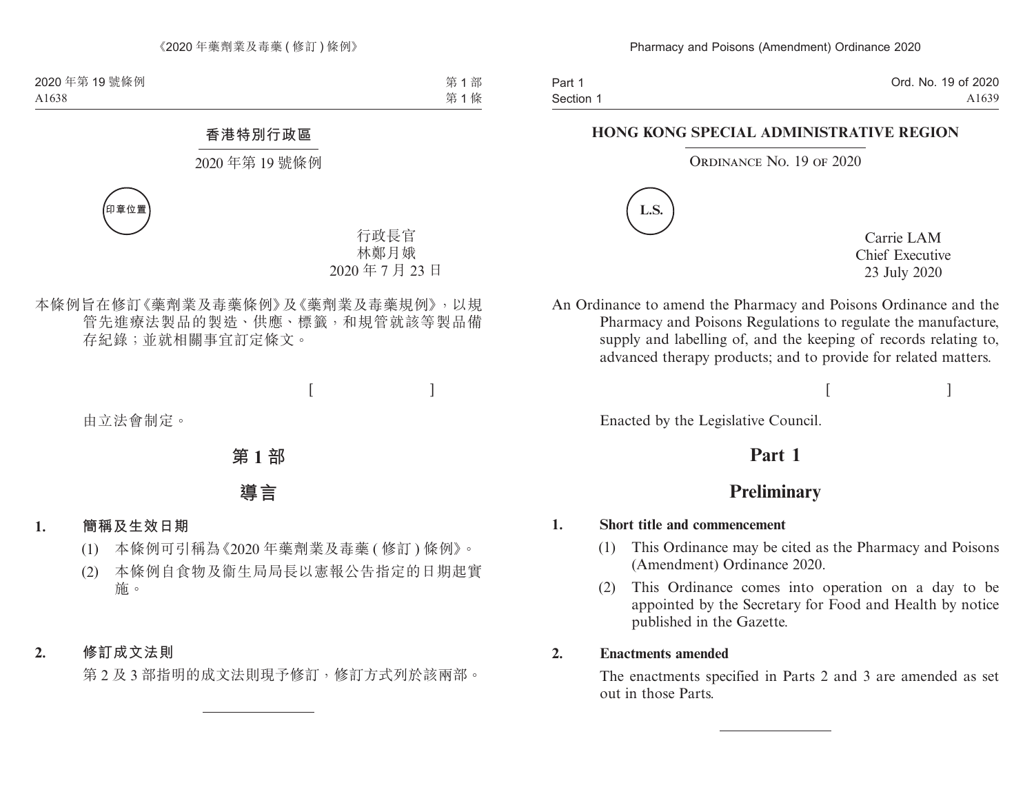# 香港特別行政區

## 2020 年第 19 號條例

印章位置

行政長官
林鄭月娥
2020 年 7 月 23 日

本條例旨在修訂《藥劑業及毒藥條例》及《藥劑業及毒藥規例》，以規管先進療法製品的製造、供應、標籤，和規管就該等製品備存紀錄；並就相關事宜訂定條文。

[ ]

由立法會制定。

## 第 1 部

## 導言

**1. 簡稱及生效日期**

(1) 本條例可引稱為《2020 年藥劑業及毒藥 ( 修訂 ) 條例》。

(2) 本條例自食物及衞生局局長以憲報公告指定的日期起實施。

**2. 修訂成文法則**

第 2 及 3 部指明的成文法則現予修訂，修訂方式列於該兩部。

---

# HONG KONG SPECIAL ADMINISTRATIVE REGION

## Ordinance No. 19 of 2020

L.S.

Carrie LAM
Chief Executive
23 July 2020

An Ordinance to amend the Pharmacy and Poisons Ordinance and the Pharmacy and Poisons Regulations to regulate the manufacture, supply and labelling of, and the keeping of records relating to, advanced therapy products; and to provide for related matters.

[ ]

Enacted by the Legislative Council.

## Part 1

## Preliminary

**1. Short title and commencement**

(1) This Ordinance may be cited as the Pharmacy and Poisons (Amendment) Ordinance 2020.

(2) This Ordinance comes into operation on a day to be appointed by the Secretary for Food and Health by notice published in the Gazette.

**2. Enactments amended**

The enactments specified in Parts 2 and 3 are amended as set out in those Parts.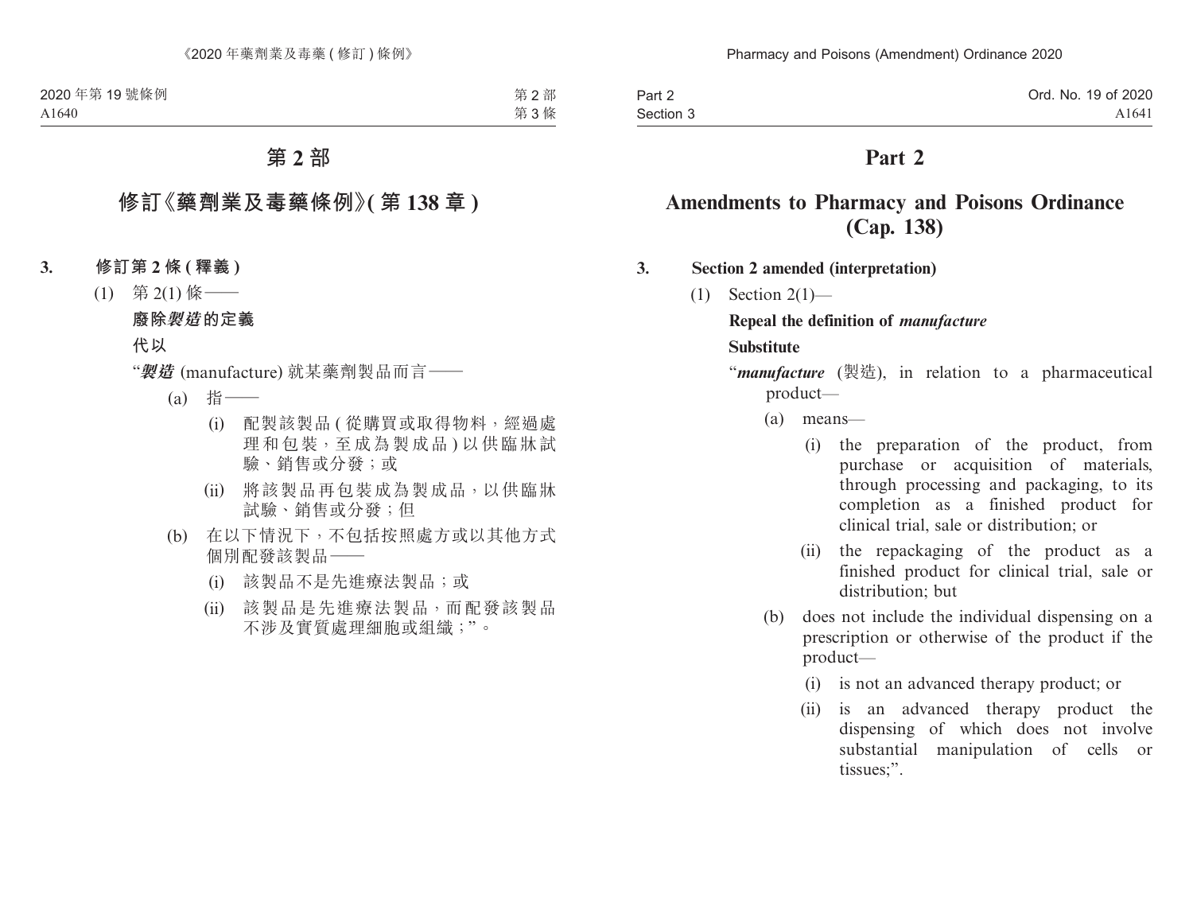# 第 2 部

## 修訂《藥劑業及毒藥條例》(第 138 章)

**3. 修訂第 2 條 (釋義)**

(1) 第 2(1) 條——

**廢除*製造*的定義**

**代以**

“***製造*** (manufacture) 就某藥劑製品而言——

(a) 指——

(i) 配製該製品 (從購買或取得物料，經過處理和包裝，至成為製成品) 以供臨牀試驗、銷售或分發；或

(ii) 將該製品再包裝成為製成品，以供臨牀試驗、銷售或分發；但

(b) 在以下情況下，不包括按照處方或以其他方式個別配發該製品——

(i) 該製品不是先進療法製品；或

(ii) 該製品是先進療法製品，而配發該製品不涉及實質處理細胞或組織；”。

# Part 2

## Amendments to Pharmacy and Poisons Ordinance (Cap. 138)

**3. Section 2 amended (interpretation)**

(1) Section 2(1)—

**Repeal the definition of *manufacture***

**Substitute**

“***manufacture*** (製造), in relation to a pharmaceutical product—

(a) means—

(i) the preparation of the product, from purchase or acquisition of materials, through processing and packaging, to its completion as a finished product for clinical trial, sale or distribution; or

(ii) the repackaging of the product as a finished product for clinical trial, sale or distribution; but

(b) does not include the individual dispensing on a prescription or otherwise of the product if the product—

(i) is not an advanced therapy product; or

(ii) is an advanced therapy product the dispensing of which does not involve substantial manipulation of cells or tissues;”.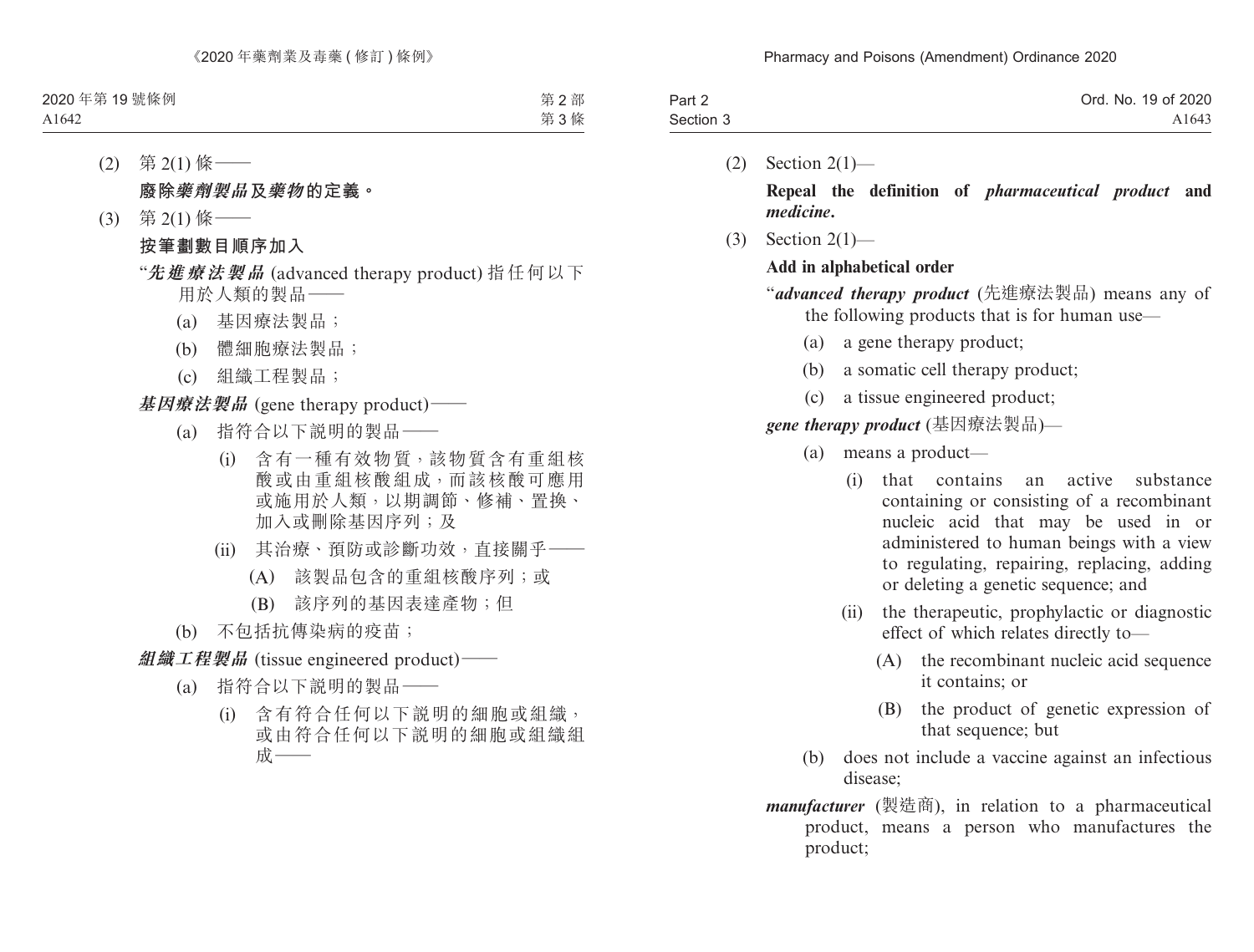(2) 第 2(1) 條——

**廢除*藥劑製品*及*藥物*的定義。**

(3) 第 2(1) 條——

**按筆劃數目順序加入**

“***先進療法製品*** (advanced therapy product) 指任何以下用於人類的製品——

(a) 基因療法製品；

(b) 體細胞療法製品；

(c) 組織工程製品；

***基因療法製品*** (gene therapy product)——

(a) 指符合以下說明的製品——

(i) 含有一種有效物質，該物質含有重組核酸或由重組核酸組成，而該核酸可應用或施用於人類，以期調節、修補、置換、加入或刪除基因序列；及

(ii) 其治療、預防或診斷功效，直接關乎——

(A) 該製品包含的重組核酸序列；或

(B) 該序列的基因表達產物；但

(b) 不包括抗傳染病的疫苗；

***組織工程製品*** (tissue engineered product)——

(a) 指符合以下說明的製品——

(i) 含有符合任何以下說明的細胞或組織，或由符合任何以下說明的細胞或組織組成——

(2) Section 2(1)—

**Repeal the definition of *pharmaceutical product* and *medicine*.**

(3) Section 2(1)—

**Add in alphabetical order**

“***advanced therapy product*** (先進療法製品) means any of the following products that is for human use—

(a) a gene therapy product;

(b) a somatic cell therapy product;

(c) a tissue engineered product;

***gene therapy product*** (基因療法製品)—

(a) means a product—

(i) that contains an active substance containing or consisting of a recombinant nucleic acid that may be used in or administered to human beings with a view to regulating, repairing, replacing, adding or deleting a genetic sequence; and

(ii) the therapeutic, prophylactic or diagnostic effect of which relates directly to—

(A) the recombinant nucleic acid sequence it contains; or

(B) the product of genetic expression of that sequence; but

(b) does not include a vaccine against an infectious disease;

***manufacturer*** (製造商), in relation to a pharmaceutical product, means a person who manufactures the product;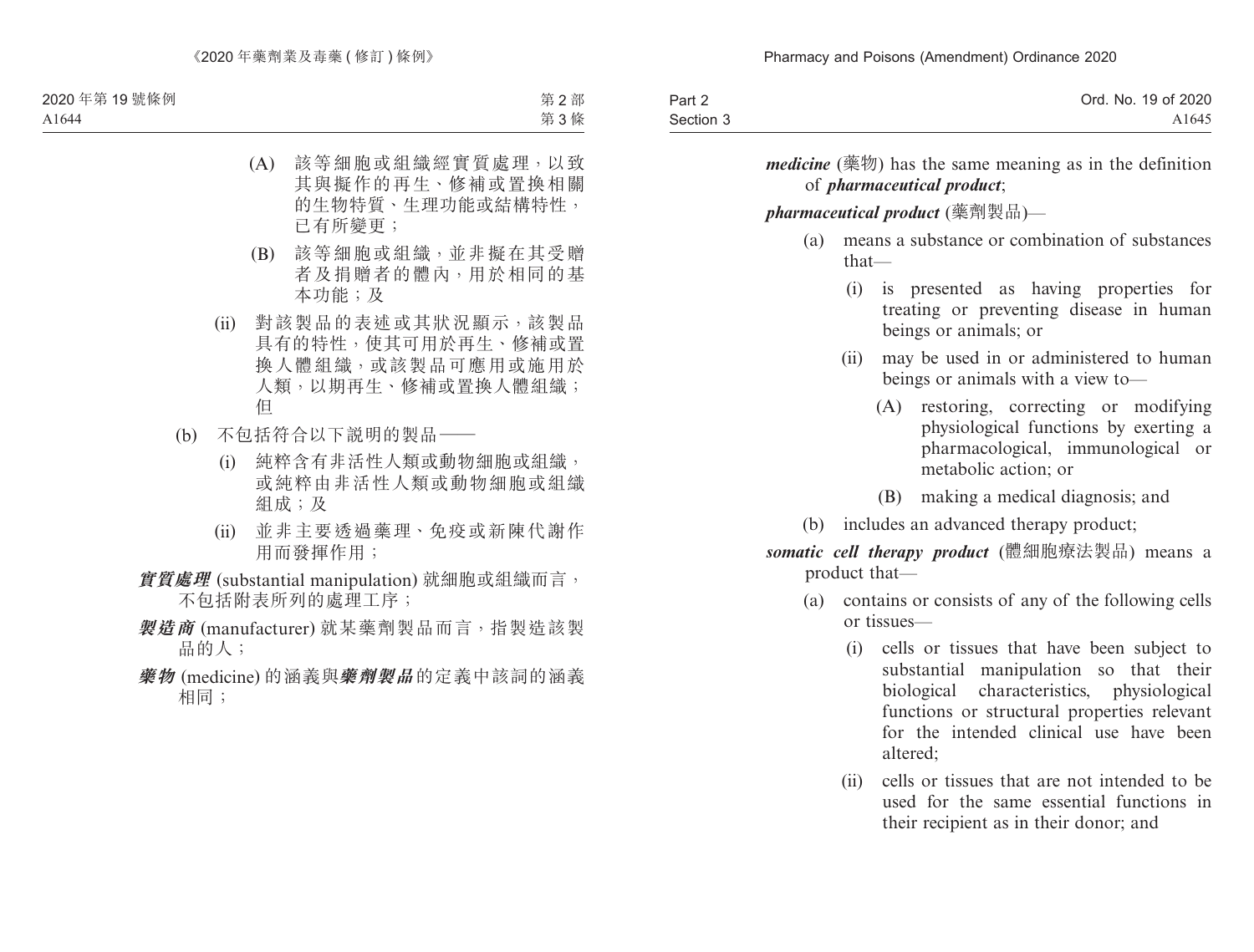(A) 該等細胞或組織經實質處理，以致其與擬作的再生、修補或置換相關的生物特質、生理功能或結構特性，已有所變更；

(B) 該等細胞或組織，並非擬在其受贈者及捐贈者的體內，用於相同的基本功能；及

(ii) 對該製品的表述或其狀況顯示，該製品具有的特性，使其可用於再生、修補或置換人體組織，或該製品可應用或施用於人類，以期再生、修補或置換人體組織；但

(b) 不包括符合以下說明的製品——

(i) 純粹含有非活性人類或動物細胞或組織，或純粹由非活性人類或動物細胞或組織組成；及

(ii) 並非主要透過藥理、免疫或新陳代謝作用而發揮作用；

***實質處理*** (substantial manipulation) 就細胞或組織而言，不包括附表所列的處理工序；

***製造商*** (manufacturer) 就某藥劑製品而言，指製造該製品的人；

***藥物*** (medicine) 的涵義與***藥劑製品***的定義中該詞的涵義相同；

***medicine*** (藥物) has the same meaning as in the definition of ***pharmaceutical product***;

***pharmaceutical product*** (藥劑製品)—

(a) means a substance or combination of substances that—

(i) is presented as having properties for treating or preventing disease in human beings or animals; or

(ii) may be used in or administered to human beings or animals with a view to—

(A) restoring, correcting or modifying physiological functions by exerting a pharmacological, immunological or metabolic action; or

(B) making a medical diagnosis; and

(b) includes an advanced therapy product;

***somatic cell therapy product*** (體細胞療法製品) means a product that—

(a) contains or consists of any of the following cells or tissues—

(i) cells or tissues that have been subject to substantial manipulation so that their biological characteristics, physiological functions or structural properties relevant for the intended clinical use have been altered;

(ii) cells or tissues that are not intended to be used for the same essential functions in their recipient as in their donor; and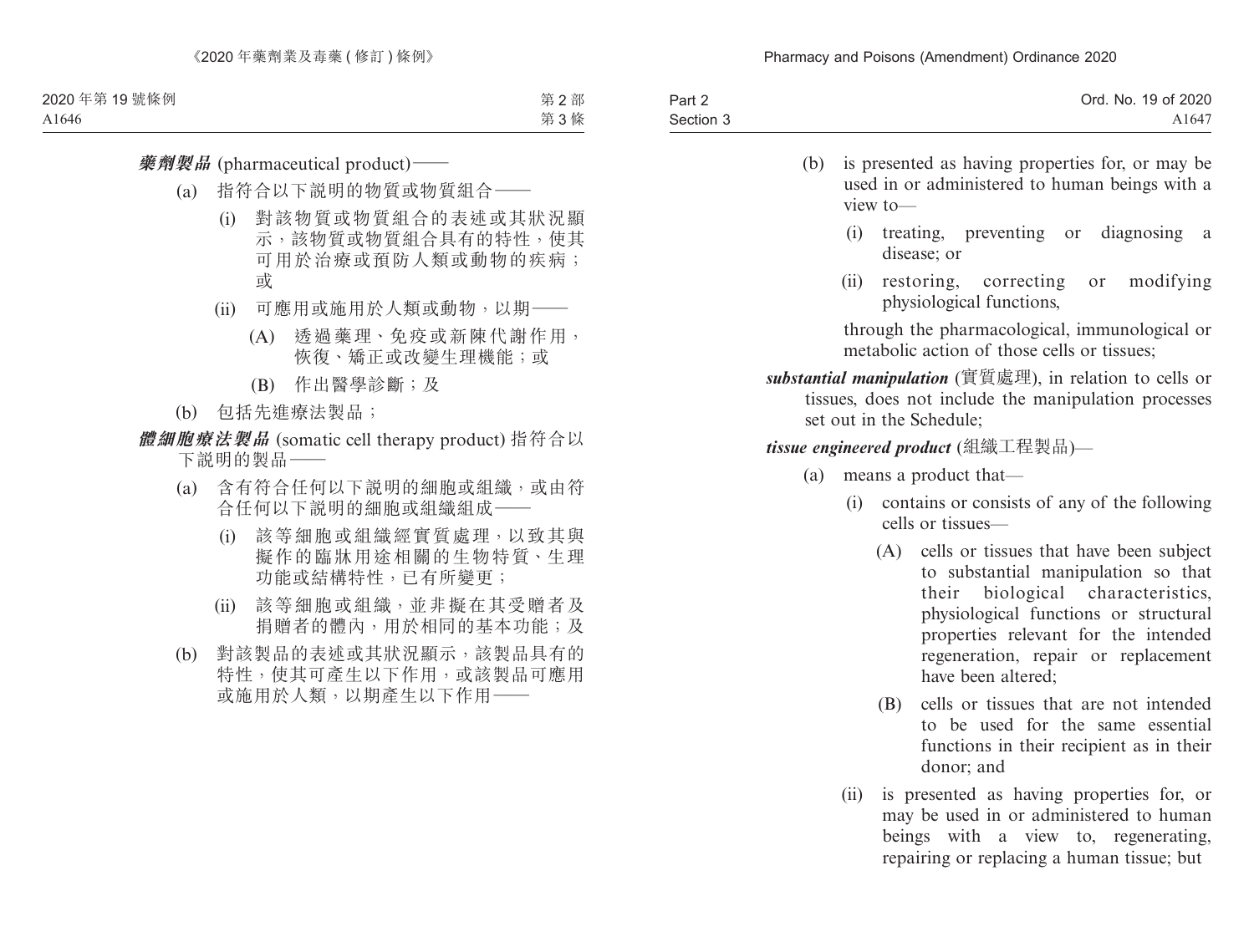***藥劑製品*** (pharmaceutical product)——

(a) 指符合以下說明的物質或物質組合——

(i) 對該物質或物質組合的表述或其狀況顯示，該物質或物質組合具有的特性，使其可用於治療或預防人類或動物的疾病；或

(ii) 可應用或施用於人類或動物，以期——

(A) 透過藥理、免疫或新陳代謝作用，恢復、矯正或改變生理機能；或

(B) 作出醫學診斷；及

(b) 包括先進療法製品；

***體細胞療法製品*** (somatic cell therapy product) 指符合以下說明的製品——

(a) 含有符合任何以下說明的細胞或組織，或由符合任何以下說明的細胞或組織組成——

(i) 該等細胞或組織經實質處理，以致其與擬作的臨牀用途相關的生物特質、生理功能或結構特性，已有所變更；

(ii) 該等細胞或組織，並非擬在其受贈者及捐贈者的體內，用於相同的基本功能；及

(b) 對該製品的表述或其狀況顯示，該製品具有的特性，使其可產生以下作用，或該製品可應用或施用於人類，以期產生以下作用——

(b) is presented as having properties for, or may be used in or administered to human beings with a view to—

(i) treating, preventing or diagnosing a disease; or

(ii) restoring, correcting or modifying physiological functions,

through the pharmacological, immunological or metabolic action of those cells or tissues;

***substantial manipulation*** (實質處理), in relation to cells or tissues, does not include the manipulation processes set out in the Schedule;

***tissue engineered product*** (組織工程製品)—

(a) means a product that—

(i) contains or consists of any of the following cells or tissues—

(A) cells or tissues that have been subject to substantial manipulation so that their biological characteristics, physiological functions or structural properties relevant for the intended regeneration, repair or replacement have been altered;

(B) cells or tissues that are not intended to be used for the same essential functions in their recipient as in their donor; and

(ii) is presented as having properties for, or may be used in or administered to human beings with a view to, regenerating, repairing or replacing a human tissue; but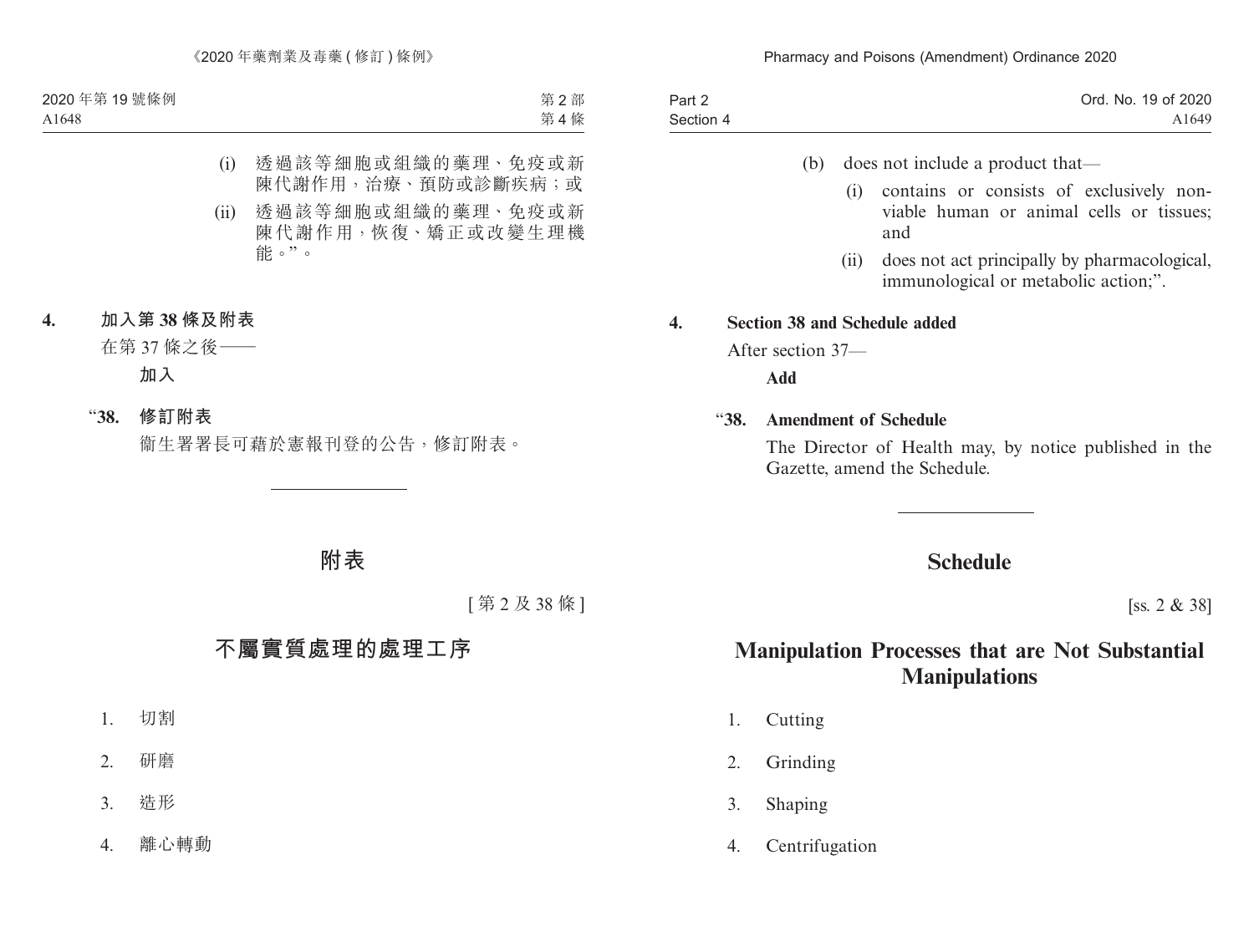(i) 透過該等細胞或組織的藥理、免疫或新陳代謝作用，治療、預防或診斷疾病；或

(ii) 透過該等細胞或組織的藥理、免疫或新陳代謝作用，恢復、矯正或改變生理機能。”。

**4. 加入第 38 條及附表**

在第 37 條之後——

**加入**

“**38. 修訂附表**

衞生署署長可藉於憲報刊登的公告，修訂附表。

# 附表

[第 2 及 38 條]

## 不屬實質處理的處理工序

1. 切割
2. 研磨
3. 造形
4. 離心轉動

(b) does not include a product that—

(i) contains or consists of exclusively non-viable human or animal cells or tissues; and

(ii) does not act principally by pharmacological, immunological or metabolic action;”.

**4. Section 38 and Schedule added**

After section 37—

**Add**

“**38. Amendment of Schedule**

The Director of Health may, by notice published in the Gazette, amend the Schedule.

# Schedule

[ss. 2 & 38]

## Manipulation Processes that are Not Substantial Manipulations

1. Cutting
2. Grinding
3. Shaping
4. Centrifugation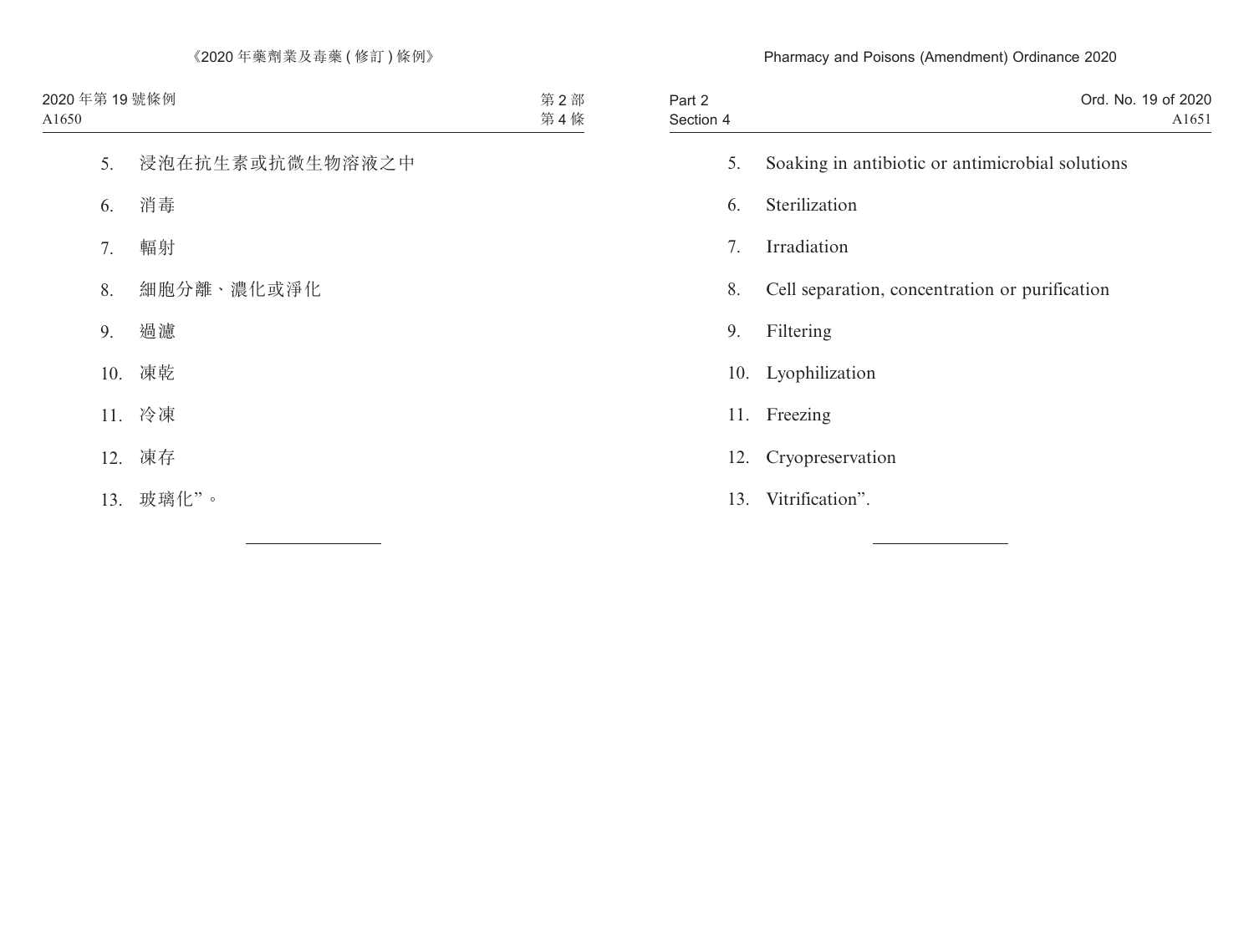5. 浸泡在抗生素或抗微生物溶液之中

6. 消毒

7. 輻射

8. 細胞分離、濃化或淨化

9. 過濾

10. 凍乾

11. 冷凍

12. 凍存

13. 玻璃化”。

---

5. Soaking in antibiotic or antimicrobial solutions

6. Sterilization

7. Irradiation

8. Cell separation, concentration or purification

9. Filtering

10. Lyophilization

11. Freezing

12. Cryopreservation

13. Vitrification”.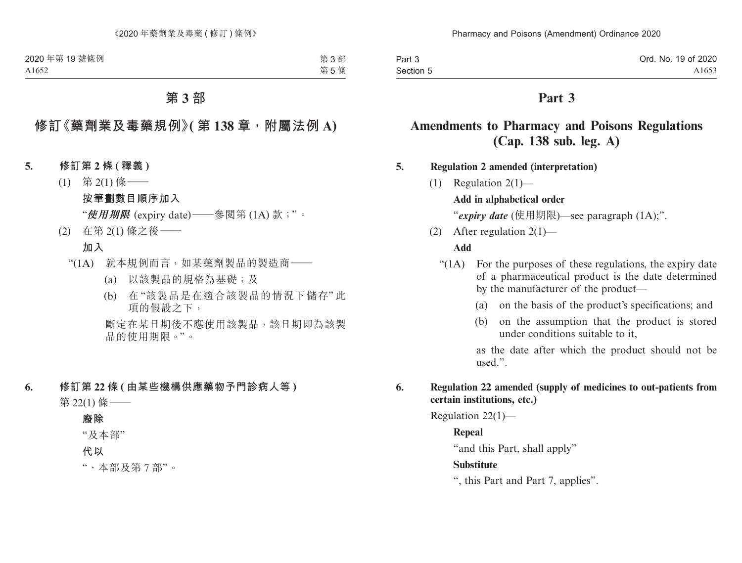# 第 3 部

## 修訂《藥劑業及毒藥規例》(第 138 章，附屬法例 A)

**5. 修訂第 2 條 (釋義)**

(1) 第 2(1) 條——

**按筆劃數目順序加入**

“***使用期限*** (expiry date)——參閱第 (1A) 款；”。

(2) 在第 2(1) 條之後——

**加入**

“(1A) 就本規例而言，如某藥劑製品的製造商——

(a) 以該製品的規格為基礎；及

(b) 在“該製品是在適合該製品的情況下儲存”此項的假設之下，

斷定在某日期後不應使用該製品，該日期即為該製品的使用期限。”。

**6. 修訂第 22 條 (由某些機構供應藥物予門診病人等)**

第 22(1) 條——

**廢除**

“及本部”

**代以**

“、本部及第 7 部”。

# Part 3

## Amendments to Pharmacy and Poisons Regulations (Cap. 138 sub. leg. A)

**5. Regulation 2 amended (interpretation)**

(1) Regulation 2(1)—

**Add in alphabetical order**

“***expiry date*** (使用期限)—see paragraph (1A);”.

(2) After regulation 2(1)—

**Add**

“(1A) For the purposes of these regulations, the expiry date of a pharmaceutical product is the date determined by the manufacturer of the product—

(a) on the basis of the product’s specifications; and

(b) on the assumption that the product is stored under conditions suitable to it,

as the date after which the product should not be used.”.

**6. Regulation 22 amended (supply of medicines to out-patients from certain institutions, etc.)**

Regulation 22(1)—

**Repeal**

“and this Part, shall apply”

**Substitute**

“, this Part and Part 7, applies”.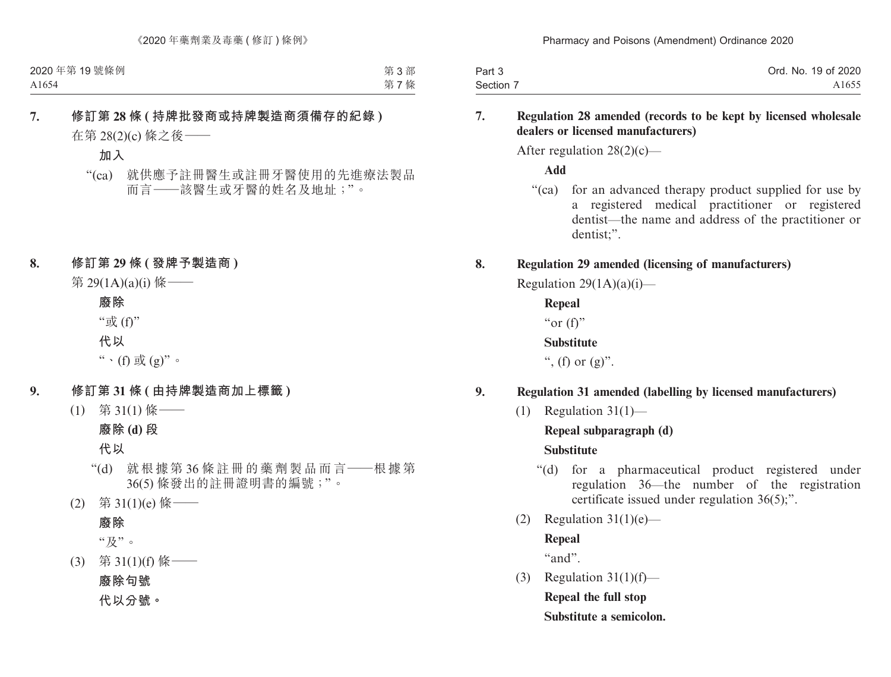**7. 修訂第 28 條 (持牌批發商或持牌製造商須備存的紀錄)**

在第 28(2)(c) 條之後——

**加入**

“(ca) 就供應予註冊醫生或註冊牙醫使用的先進療法製品而言——該醫生或牙醫的姓名及地址；”。

**8. 修訂第 29 條 (發牌予製造商)**

第 29(1A)(a)(i) 條——

**廢除**

“或 (f)”

**代以**

“、(f) 或 (g)”。

**9. 修訂第 31 條 (由持牌製造商加上標籤)**

(1) 第 31(1) 條——

**廢除 (d) 段**

**代以**

“(d) 就根據第 36 條註冊的藥劑製品而言——根據第 36(5) 條發出的註冊證明書的編號；”。

(2) 第 31(1)(e) 條——

**廢除**

“及”。

(3) 第 31(1)(f) 條——

**廢除句號**

**代以分號。**

**7. Regulation 28 amended (records to be kept by licensed wholesale dealers or licensed manufacturers)**

After regulation 28(2)(c)—

**Add**

“(ca) for an advanced therapy product supplied for use by a registered medical practitioner or registered dentist—the name and address of the practitioner or dentist;”.

**8. Regulation 29 amended (licensing of manufacturers)**

Regulation 29(1A)(a)(i)—

**Repeal**

“or (f)”

**Substitute**

“, (f) or (g)”.

**9. Regulation 31 amended (labelling by licensed manufacturers)**

(1) Regulation 31(1)—

**Repeal subparagraph (d)**

**Substitute**

“(d) for a pharmaceutical product registered under regulation 36—the number of the registration certificate issued under regulation 36(5);”.

(2) Regulation 31(1)(e)—

**Repeal**

“and”.

(3) Regulation 31(1)(f)—

**Repeal the full stop**

**Substitute a semicolon.**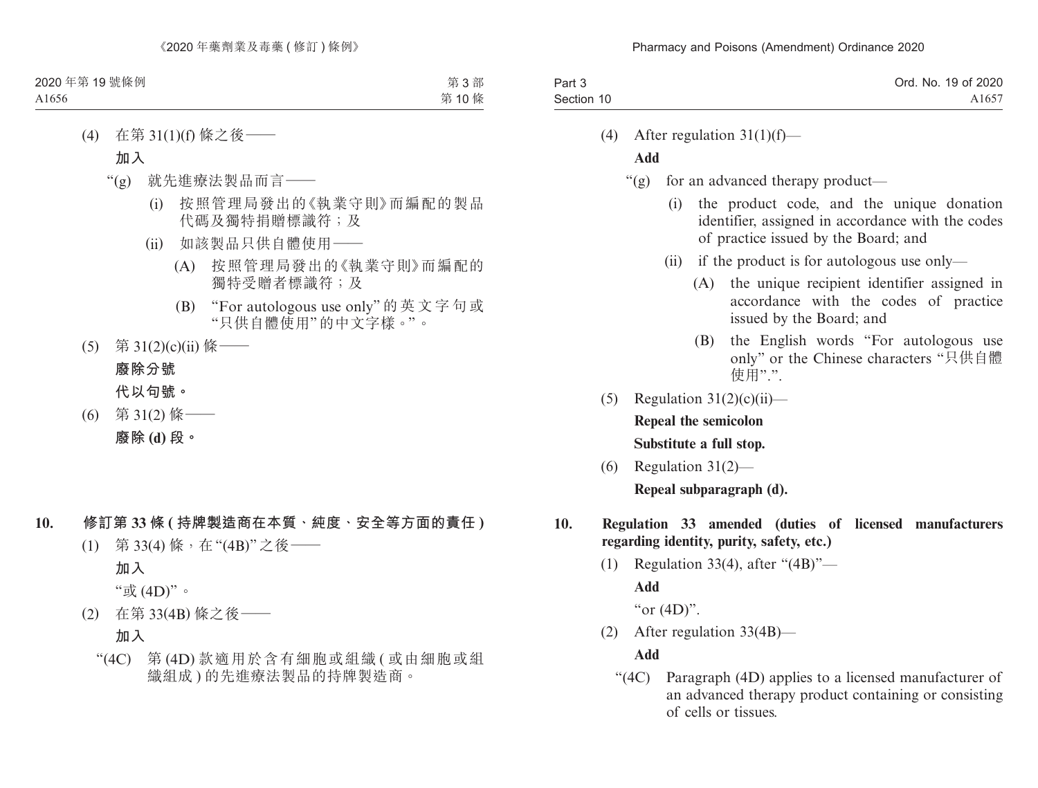(4) 在第 31(1)(f) 條之後——

**加入**

"(g) 就先進療法製品而言——

(i) 按照管理局發出的《執業守則》而編配的製品代碼及獨特捐贈標識符；及

(ii) 如該製品只供自體使用——

(A) 按照管理局發出的《執業守則》而編配的獨特受贈者標識符；及

(B) "For autologous use only" 的英文字句或 "只供自體使用" 的中文字樣。"。

(5) 第 31(2)(c)(ii) 條——

**廢除分號**

**代以句號。**

(6) 第 31(2) 條——

**廢除 (d) 段。**

**10. 修訂第 33 條 (持牌製造商在本質、純度、安全等方面的責任)**

(1) 第 33(4) 條，在 "(4B)" 之後——

**加入**

"或 (4D)"。

(2) 在第 33(4B) 條之後——

**加入**

"(4C) 第 (4D) 款適用於含有細胞或組織 (或由細胞或組織組成) 的先進療法製品的持牌製造商。

(4) After regulation 31(1)(f)—

**Add**

"(g) for an advanced therapy product—

(i) the product code, and the unique donation identifier, assigned in accordance with the codes of practice issued by the Board; and

(ii) if the product is for autologous use only—

(A) the unique recipient identifier assigned in accordance with the codes of practice issued by the Board; and

(B) the English words "For autologous use only" or the Chinese characters "只供自體使用".".

(5) Regulation 31(2)(c)(ii)—

**Repeal the semicolon**

**Substitute a full stop.**

(6) Regulation 31(2)—

**Repeal subparagraph (d).**

**10. Regulation 33 amended (duties of licensed manufacturers regarding identity, purity, safety, etc.)**

(1) Regulation 33(4), after "(4B)"—

**Add**

"or (4D)".

(2) After regulation 33(4B)—

**Add**

"(4C) Paragraph (4D) applies to a licensed manufacturer of an advanced therapy product containing or consisting of cells or tissues.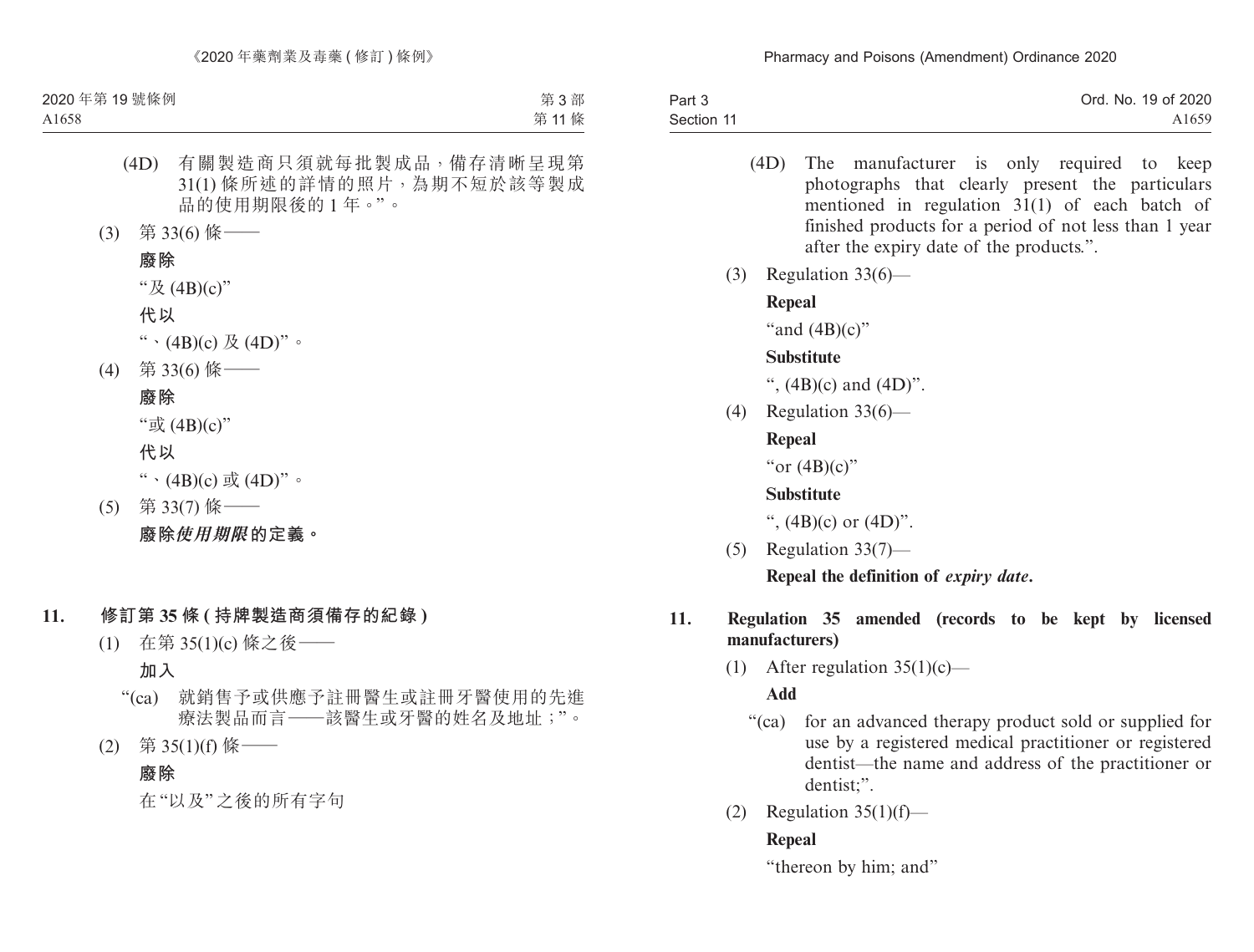(4D) 有關製造商只須就每批製成品，備存清晰呈現第31(1)條所述的詳情的照片，為期不短於該等製成品的使用期限後的1年。”。

(3) 第33(6)條——

**廢除**

“及(4B)(c)”

**代以**

“、(4B)(c)及(4D)”。

(4) 第33(6)條——

**廢除**

“或(4B)(c)”

**代以**

“、(4B)(c)或(4D)”。

(5) 第33(7)條——

**廢除*使用期限*的定義。**

## 11. 修訂第35條(持牌製造商須備存的紀錄)

(1) 在第35(1)(c)條之後——

**加入**

“(ca) 就銷售予或供應予註冊醫生或註冊牙醫使用的先進療法製品而言——該醫生或牙醫的姓名及地址；”。

(2) 第35(1)(f)條——

**廢除**

在“以及”之後的所有字句

---

(4D) The manufacturer is only required to keep photographs that clearly present the particulars mentioned in regulation 31(1) of each batch of finished products for a period of not less than 1 year after the expiry date of the products.”.

(3) Regulation 33(6)—

**Repeal**

“and (4B)(c)”

**Substitute**

“, (4B)(c) and (4D)”.

(4) Regulation 33(6)—

**Repeal**

“or (4B)(c)”

**Substitute**

“, (4B)(c) or (4D)”.

(5) Regulation 33(7)—

**Repeal the definition of *expiry date*.**

## 11. Regulation 35 amended (records to be kept by licensed manufacturers)

(1) After regulation 35(1)(c)—

**Add**

“(ca) for an advanced therapy product sold or supplied for use by a registered medical practitioner or registered dentist—the name and address of the practitioner or dentist;”.

(2) Regulation 35(1)(f)—

**Repeal**

“thereon by him; and”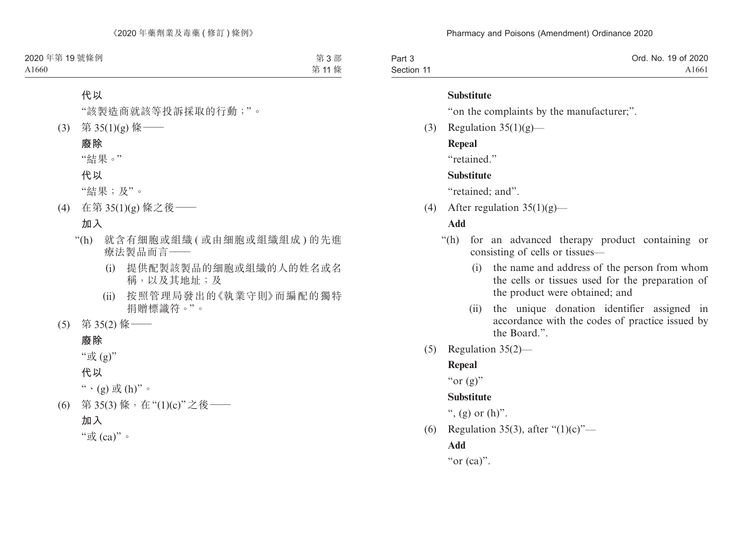**代以**

"該製造商就該等投訴採取的行動；"。

(3) 第 35(1)(g) 條——

**廢除**

"結果。"

**代以**

"結果；及"。

(4) 在第 35(1)(g) 條之後——

**加入**

"(h) 就含有細胞或組織 (或由細胞或組織組成) 的先進療法製品而言——

(i) 提供配製該製品的細胞或組織的人的姓名或名稱，以及其地址；及

(ii) 按照管理局發出的《執業守則》而編配的獨特捐贈標識符。"。

(5) 第 35(2) 條——

**廢除**

"或 (g)"

**代以**

"、(g) 或 (h)"。

(6) 第 35(3) 條，在 "(1)(c)" 之後——

**加入**

"或 (ca)"。

**Substitute**

"on the complaints by the manufacturer;".

(3) Regulation 35(1)(g)—

**Repeal**

"retained."

**Substitute**

"retained; and".

(4) After regulation 35(1)(g)—

**Add**

"(h) for an advanced therapy product containing or consisting of cells or tissues—

(i) the name and address of the person from whom the cells or tissues used for the preparation of the product were obtained; and

(ii) the unique donation identifier assigned in accordance with the codes of practice issued by the Board.".

(5) Regulation 35(2)—

**Repeal**

"or (g)"

**Substitute**

", (g) or (h)".

(6) Regulation 35(3), after "(1)(c)"—

**Add**

"or (ca)".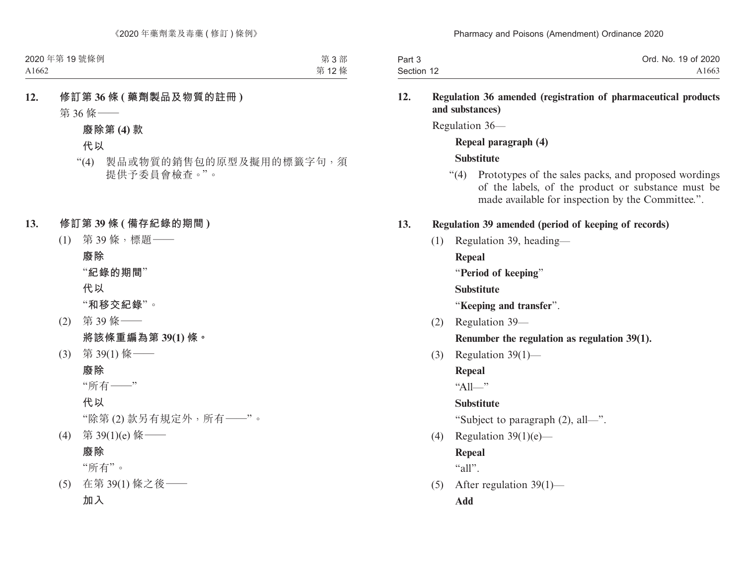**12. 修訂第 36 條 (藥劑製品及物質的註冊)**

第 36 條——

**廢除第 (4) 款**

**代以**

“(4) 製品或物質的銷售包的原型及擬用的標籤字句，須提供予委員會檢查。”。

**13. 修訂第 39 條 (備存紀錄的期間)**

(1) 第 39 條，標題——

**廢除**

“**紀錄的期間**”

**代以**

“**和移交紀錄**”。

(2) 第 39 條——

**將該條重編為第 39(1) 條。**

(3) 第 39(1) 條——

**廢除**

“所有——”

**代以**

“除第 (2) 款另有規定外，所有——”。

(4) 第 39(1)(e) 條——

**廢除**

“所有”。

(5) 在第 39(1) 條之後——

**加入**

**12. Regulation 36 amended (registration of pharmaceutical products and substances)**

Regulation 36—

**Repeal paragraph (4)**

**Substitute**

“(4) Prototypes of the sales packs, and proposed wordings of the labels, of the product or substance must be made available for inspection by the Committee.”.

**13. Regulation 39 amended (period of keeping of records)**

(1) Regulation 39, heading—

**Repeal**

“**Period of keeping**”

**Substitute**

“**Keeping and transfer**”.

(2) Regulation 39—

**Renumber the regulation as regulation 39(1).**

(3) Regulation 39(1)—

**Repeal**

“All—”

**Substitute**

“Subject to paragraph (2), all—”.

(4) Regulation 39(1)(e)—

**Repeal**

“all”.

(5) After regulation 39(1)—

**Add**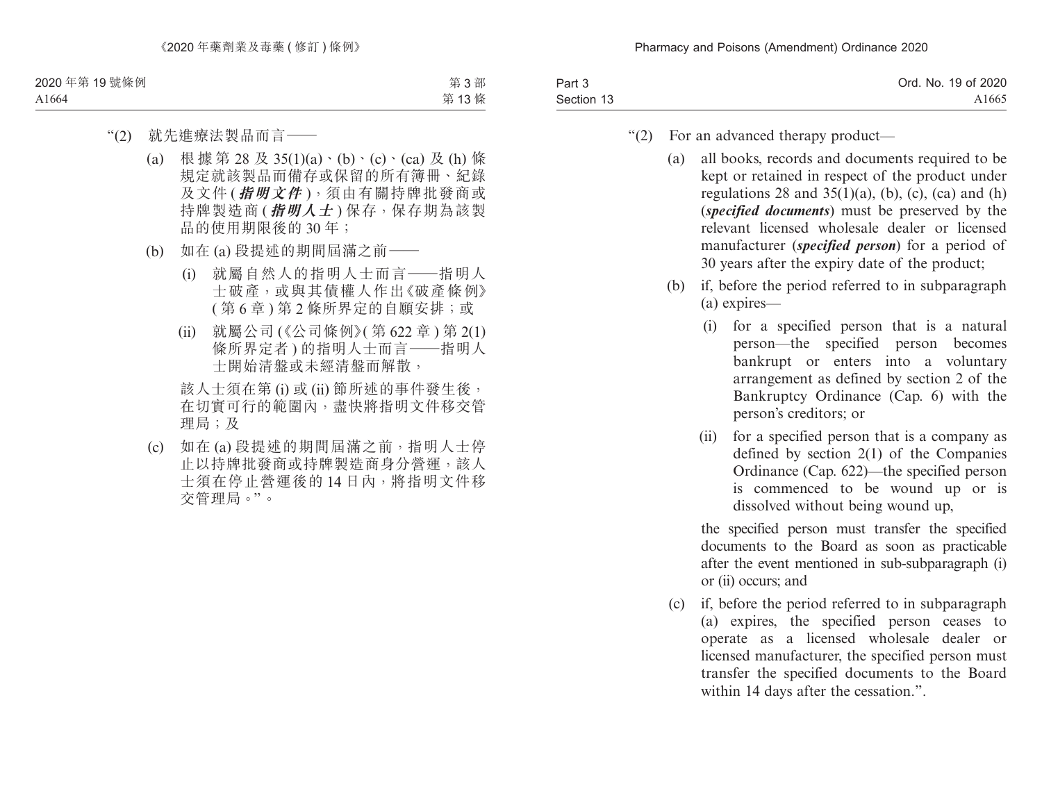"(2) 就先進療法製品而言——

(a) 根據第 28 及 35(1)(a)、(b)、(c)、(ca) 及 (h) 條規定就該製品而備存或保留的所有簿冊、紀錄及文件 (***指明文件***)，須由有關持牌批發商或持牌製造商 (***指明人士***) 保存，保存期為該製品的使用期限後的 30 年；

(b) 如在 (a) 段提述的期間屆滿之前——

(i) 就屬自然人的指明人士而言——指明人士破產，或與其債權人作出《破產條例》(第 6 章) 第 2 條所界定的自願安排；或

(ii) 就屬公司 (《公司條例》(第 622 章) 第 2(1) 條所界定者) 的指明人士而言——指明人士開始清盤或未經清盤而解散，

該人士須在第 (i) 或 (ii) 節所述的事件發生後，在切實可行的範圍內，盡快將指明文件移交管理局；及

(c) 如在 (a) 段提述的期間屆滿之前，指明人士停止以持牌批發商或持牌製造商身分營運，該人士須在停止營運後的 14 日內，將指明文件移交管理局。"。

"(2) For an advanced therapy product—

(a) all books, records and documents required to be kept or retained in respect of the product under regulations 28 and 35(1)(a), (b), (c), (ca) and (h) (***specified documents***) must be preserved by the relevant licensed wholesale dealer or licensed manufacturer (***specified person***) for a period of 30 years after the expiry date of the product;

(b) if, before the period referred to in subparagraph (a) expires—

(i) for a specified person that is a natural person—the specified person becomes bankrupt or enters into a voluntary arrangement as defined by section 2 of the Bankruptcy Ordinance (Cap. 6) with the person's creditors; or

(ii) for a specified person that is a company as defined by section 2(1) of the Companies Ordinance (Cap. 622)—the specified person is commenced to be wound up or is dissolved without being wound up,

the specified person must transfer the specified documents to the Board as soon as practicable after the event mentioned in sub-subparagraph (i) or (ii) occurs; and

(c) if, before the period referred to in subparagraph (a) expires, the specified person ceases to operate as a licensed wholesale dealer or licensed manufacturer, the specified person must transfer the specified documents to the Board within 14 days after the cessation.".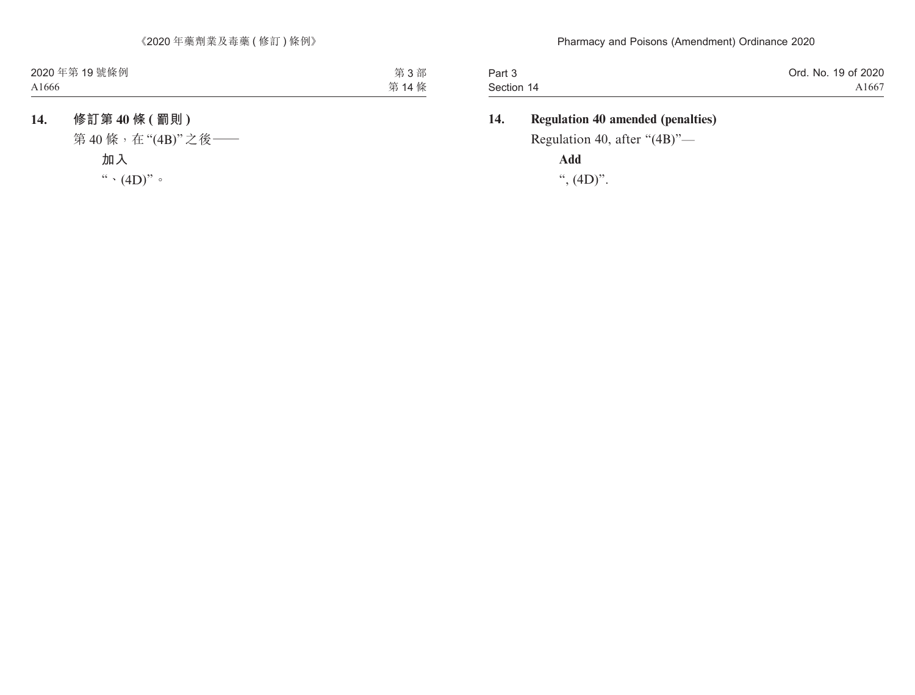**14. 修訂第 40 條 ( 罰則 )**

第 40 條，在 “(4B)” 之後——

**加入**

“、(4D)”。

**14. Regulation 40 amended (penalties)**

Regulation 40, after “(4B)”—

**Add**

“, (4D)”.